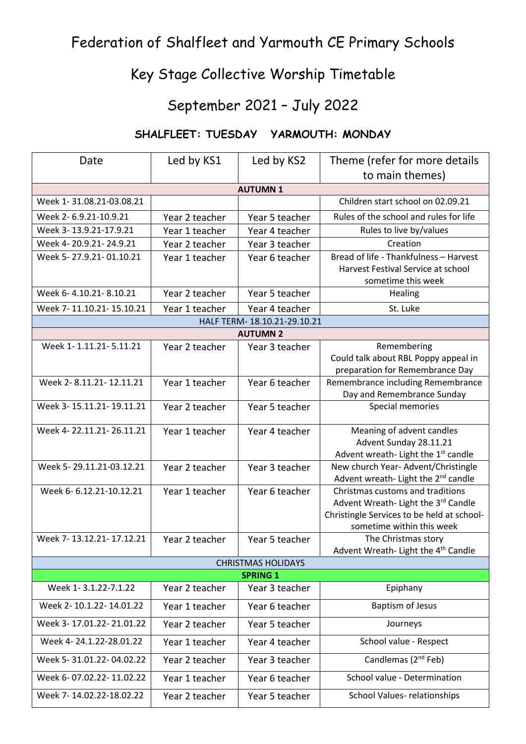# Federation of Shalfleet and Yarmouth CE Primary Schools

## Key Stage Collective Worship Timetable

## September 2021 – July 2022

**SHALFLEET: TUESDAY YARMOUTH: MONDAY**

| Date | Led by KS1 | Led by KS2 | Theme (refer for more details to main themes) |
|---|---|---|---|
| **AUTUMN 1** | | | |
| Week 1- 31.08.21-03.08.21 | | | Children start school on 02.09.21 |
| Week 2- 6.9.21-10.9.21 | Year 2 teacher | Year 5 teacher | Rules of the school and rules for life |
| Week 3- 13.9.21-17.9.21 | Year 1 teacher | Year 4 teacher | Rules to live by/values |
| Week 4- 20.9.21- 24.9.21 | Year 2 teacher | Year 3 teacher | Creation |
| Week 5- 27.9.21- 01.10.21 | Year 1 teacher | Year 6 teacher | Bread of life - Thankfulness – Harvest<br>Harvest Festival Service at school sometime this week |
| Week 6- 4.10.21- 8.10.21 | Year 2 teacher | Year 5 teacher | Healing |
| Week 7- 11.10.21- 15.10.21 | Year 1 teacher | Year 4 teacher | St. Luke |
| HALF TERM- 18.10.21-29.10.21 | | | |
| **AUTUMN 2** | | | |
| Week 1- 1.11.21- 5.11.21 | Year 2 teacher | Year 3 teacher | Remembering<br>Could talk about RBL Poppy appeal in preparation for Remembrance Day |
| Week 2- 8.11.21- 12.11.21 | Year 1 teacher | Year 6 teacher | Remembrance including Remembrance Day and Remembrance Sunday |
| Week 3- 15.11.21- 19.11.21 | Year 2 teacher | Year 5 teacher | Special memories |
| Week 4- 22.11.21- 26.11.21 | Year 1 teacher | Year 4 teacher | Meaning of advent candles<br>Advent Sunday 28.11.21<br>Advent wreath- Light the 1st candle |
| Week 5- 29.11.21-03.12.21 | Year 2 teacher | Year 3 teacher | New church Year- Advent/Christingle<br>Advent wreath- Light the 2nd candle |
| Week 6- 6.12.21-10.12.21 | Year 1 teacher | Year 6 teacher | Christmas customs and traditions<br>Advent Wreath- Light the 3rd Candle<br>Christingle Services to be held at school- sometime within this week |
| Week 7- 13.12.21- 17.12.21 | Year 2 teacher | Year 5 teacher | The Christmas story<br>Advent Wreath- Light the 4th Candle |
| CHRISTMAS HOLIDAYS | | | |
| **SPRING 1** | | | |
| Week 1- 3.1.22-7.1.22 | Year 2 teacher | Year 3 teacher | Epiphany |
| Week 2- 10.1.22- 14.01.22 | Year 1 teacher | Year 6 teacher | Baptism of Jesus |
| Week 3- 17.01.22- 21.01.22 | Year 2 teacher | Year 5 teacher | Journeys |
| Week 4- 24.1.22-28.01.22 | Year 1 teacher | Year 4 teacher | School value - Respect |
| Week 5- 31.01.22- 04.02.22 | Year 2 teacher | Year 3 teacher | Candlemas (2nd Feb) |
| Week 6- 07.02.22- 11.02.22 | Year 1 teacher | Year 6 teacher | School value - Determination |
| Week 7- 14.02.22-18.02.22 | Year 2 teacher | Year 5 teacher | School Values- relationships |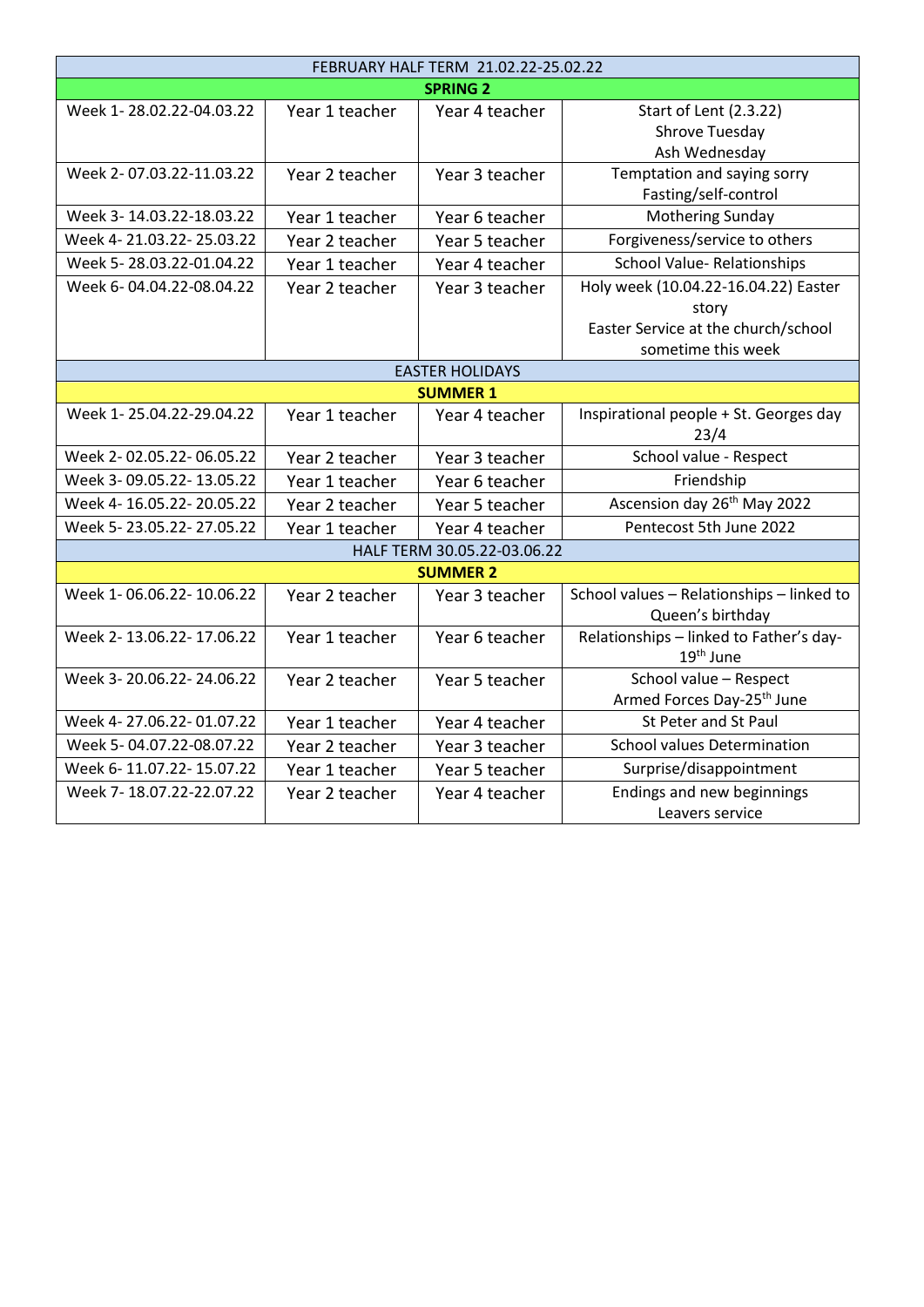| | | | |
|---|---|---|---|
| FEBRUARY HALF TERM 21.02.22-25.02.22 | | | |
| **SPRING 2** | | | |
| Week 1- 28.02.22-04.03.22 | Year 1 teacher | Year 4 teacher | Start of Lent (2.3.22) Shrove Tuesday Ash Wednesday |
| Week 2- 07.03.22-11.03.22 | Year 2 teacher | Year 3 teacher | Temptation and saying sorry Fasting/self-control |
| Week 3- 14.03.22-18.03.22 | Year 1 teacher | Year 6 teacher | Mothering Sunday |
| Week 4- 21.03.22- 25.03.22 | Year 2 teacher | Year 5 teacher | Forgiveness/service to others |
| Week 5- 28.03.22-01.04.22 | Year 1 teacher | Year 4 teacher | School Value- Relationships |
| Week 6- 04.04.22-08.04.22 | Year 2 teacher | Year 3 teacher | Holy week (10.04.22-16.04.22) Easter story Easter Service at the church/school sometime this week |
| EASTER HOLIDAYS | | | |
| **SUMMER 1** | | | |
| Week 1- 25.04.22-29.04.22 | Year 1 teacher | Year 4 teacher | Inspirational people + St. Georges day 23/4 |
| Week 2- 02.05.22- 06.05.22 | Year 2 teacher | Year 3 teacher | School value - Respect |
| Week 3- 09.05.22- 13.05.22 | Year 1 teacher | Year 6 teacher | Friendship |
| Week 4- 16.05.22- 20.05.22 | Year 2 teacher | Year 5 teacher | Ascension day 26th May 2022 |
| Week 5- 23.05.22- 27.05.22 | Year 1 teacher | Year 4 teacher | Pentecost 5th June 2022 |
| HALF TERM 30.05.22-03.06.22 | | | |
| **SUMMER 2** | | | |
| Week 1- 06.06.22- 10.06.22 | Year 2 teacher | Year 3 teacher | School values – Relationships – linked to Queen's birthday |
| Week 2- 13.06.22- 17.06.22 | Year 1 teacher | Year 6 teacher | Relationships – linked to Father's day- 19th June |
| Week 3- 20.06.22- 24.06.22 | Year 2 teacher | Year 5 teacher | School value – Respect Armed Forces Day-25th June |
| Week 4- 27.06.22- 01.07.22 | Year 1 teacher | Year 4 teacher | St Peter and St Paul |
| Week 5- 04.07.22-08.07.22 | Year 2 teacher | Year 3 teacher | School values Determination |
| Week 6- 11.07.22- 15.07.22 | Year 1 teacher | Year 5 teacher | Surprise/disappointment |
| Week 7- 18.07.22-22.07.22 | Year 2 teacher | Year 4 teacher | Endings and new beginnings Leavers service |